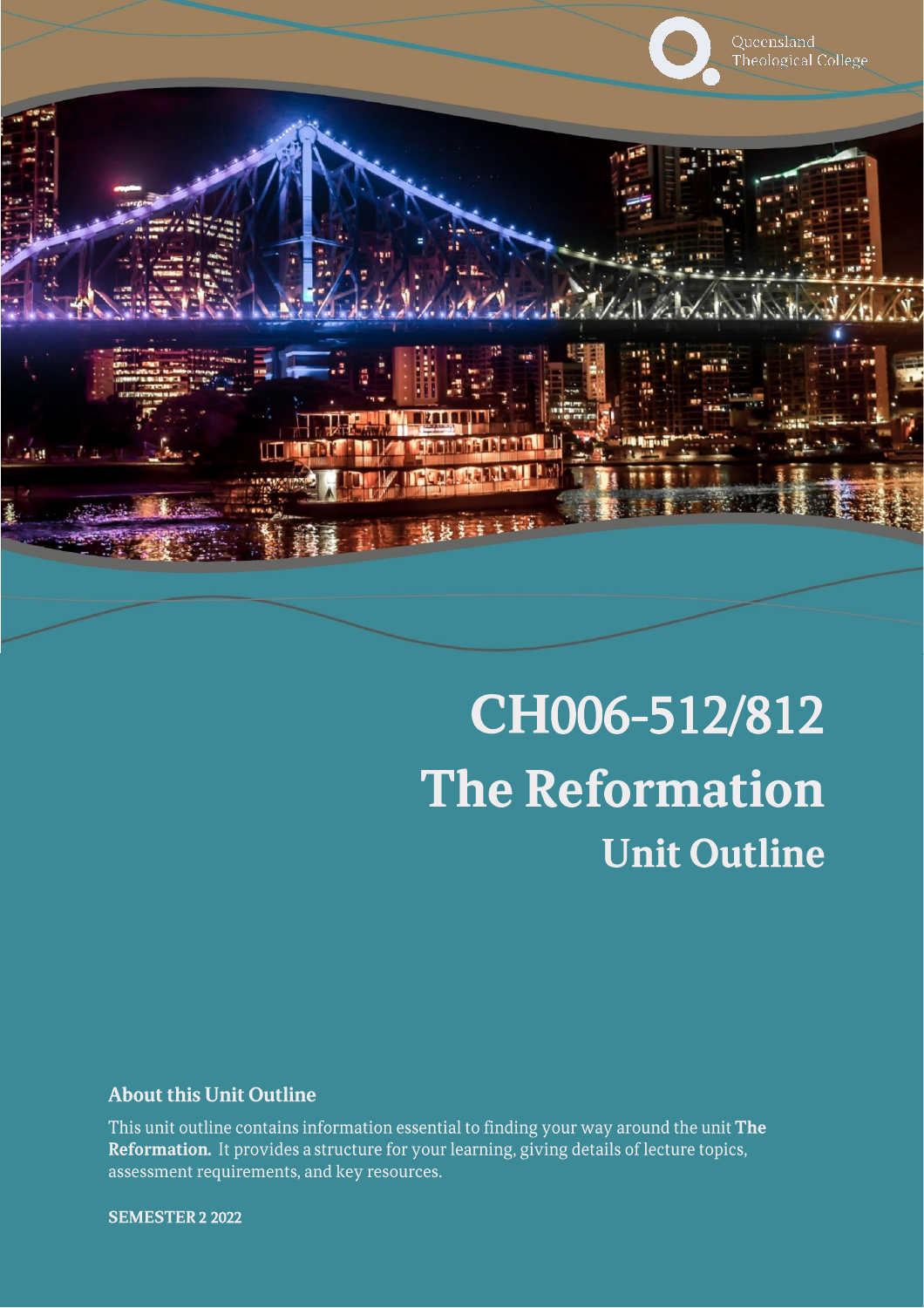Queensland Theological College

# CH006-512/812
# The Reformation
## Unit Outline

### About this Unit Outline

This unit outline contains information essential to finding your way around the unit **The Reformation.** It provides a structure for your learning, giving details of lecture topics, assessment requirements, and key resources.

**SEMESTER 2 2022**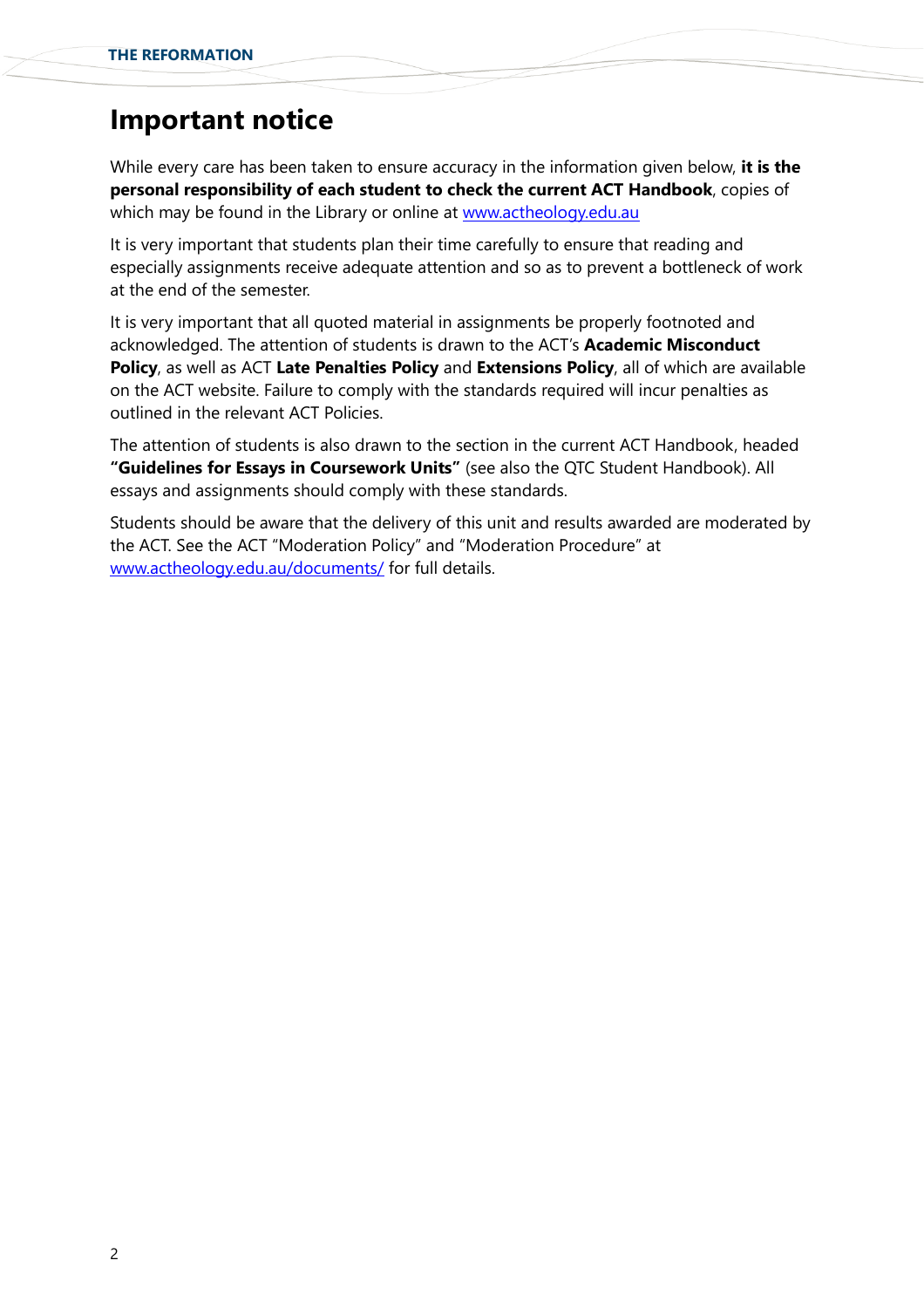## Important notice

While every care has been taken to ensure accuracy in the information given below, **it is the personal responsibility of each student to check the current ACT Handbook**, copies of which may be found in the Library or online at www.actheology.edu.au

It is very important that students plan their time carefully to ensure that reading and especially assignments receive adequate attention and so as to prevent a bottleneck of work at the end of the semester.

It is very important that all quoted material in assignments be properly footnoted and acknowledged. The attention of students is drawn to the ACT's **Academic Misconduct Policy**, as well as ACT **Late Penalties Policy** and **Extensions Policy**, all of which are available on the ACT website. Failure to comply with the standards required will incur penalties as outlined in the relevant ACT Policies.

The attention of students is also drawn to the section in the current ACT Handbook, headed **"Guidelines for Essays in Coursework Units"** (see also the QTC Student Handbook). All essays and assignments should comply with these standards.

Students should be aware that the delivery of this unit and results awarded are moderated by the ACT. See the ACT "Moderation Policy" and "Moderation Procedure" at www.actheology.edu.au/documents/ for full details.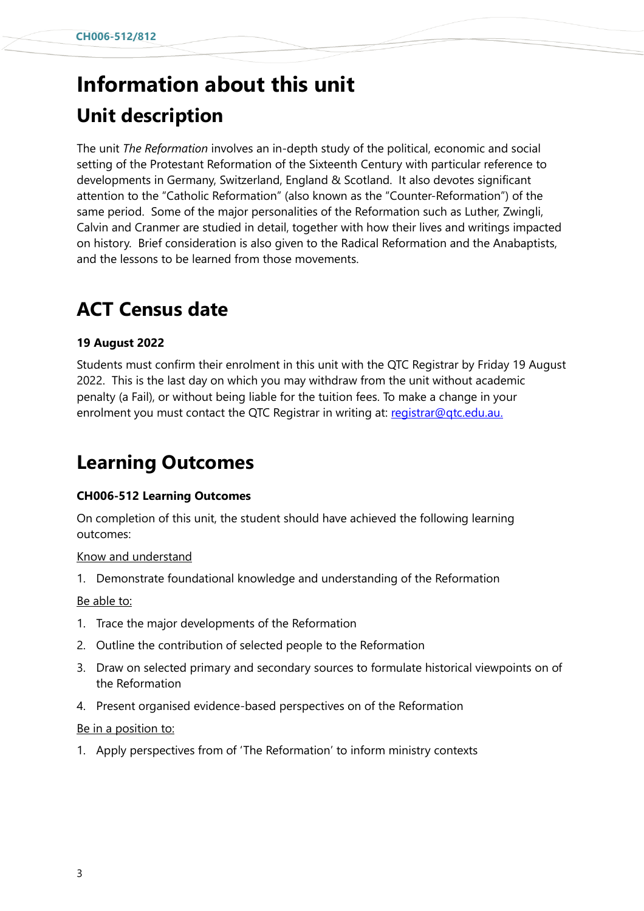# Information about this unit

## Unit description

The unit *The Reformation* involves an in-depth study of the political, economic and social setting of the Protestant Reformation of the Sixteenth Century with particular reference to developments in Germany, Switzerland, England & Scotland. It also devotes significant attention to the "Catholic Reformation" (also known as the "Counter-Reformation") of the same period. Some of the major personalities of the Reformation such as Luther, Zwingli, Calvin and Cranmer are studied in detail, together with how their lives and writings impacted on history. Brief consideration is also given to the Radical Reformation and the Anabaptists, and the lessons to be learned from those movements.

## ACT Census date

**19 August 2022**

Students must confirm their enrolment in this unit with the QTC Registrar by Friday 19 August 2022. This is the last day on which you may withdraw from the unit without academic penalty (a Fail), or without being liable for the tuition fees. To make a change in your enrolment you must contact the QTC Registrar in writing at: [registrar@qtc.edu.au.](mailto:registrar@qtc.edu.au)

## Learning Outcomes

**CH006-512 Learning Outcomes**

On completion of this unit, the student should have achieved the following learning outcomes:

<u>Know and understand</u>

1. Demonstrate foundational knowledge and understanding of the Reformation

<u>Be able to:</u>

1. Trace the major developments of the Reformation
2. Outline the contribution of selected people to the Reformation
3. Draw on selected primary and secondary sources to formulate historical viewpoints on of the Reformation
4. Present organised evidence-based perspectives on of the Reformation

<u>Be in a position to:</u>

1. Apply perspectives from of 'The Reformation' to inform ministry contexts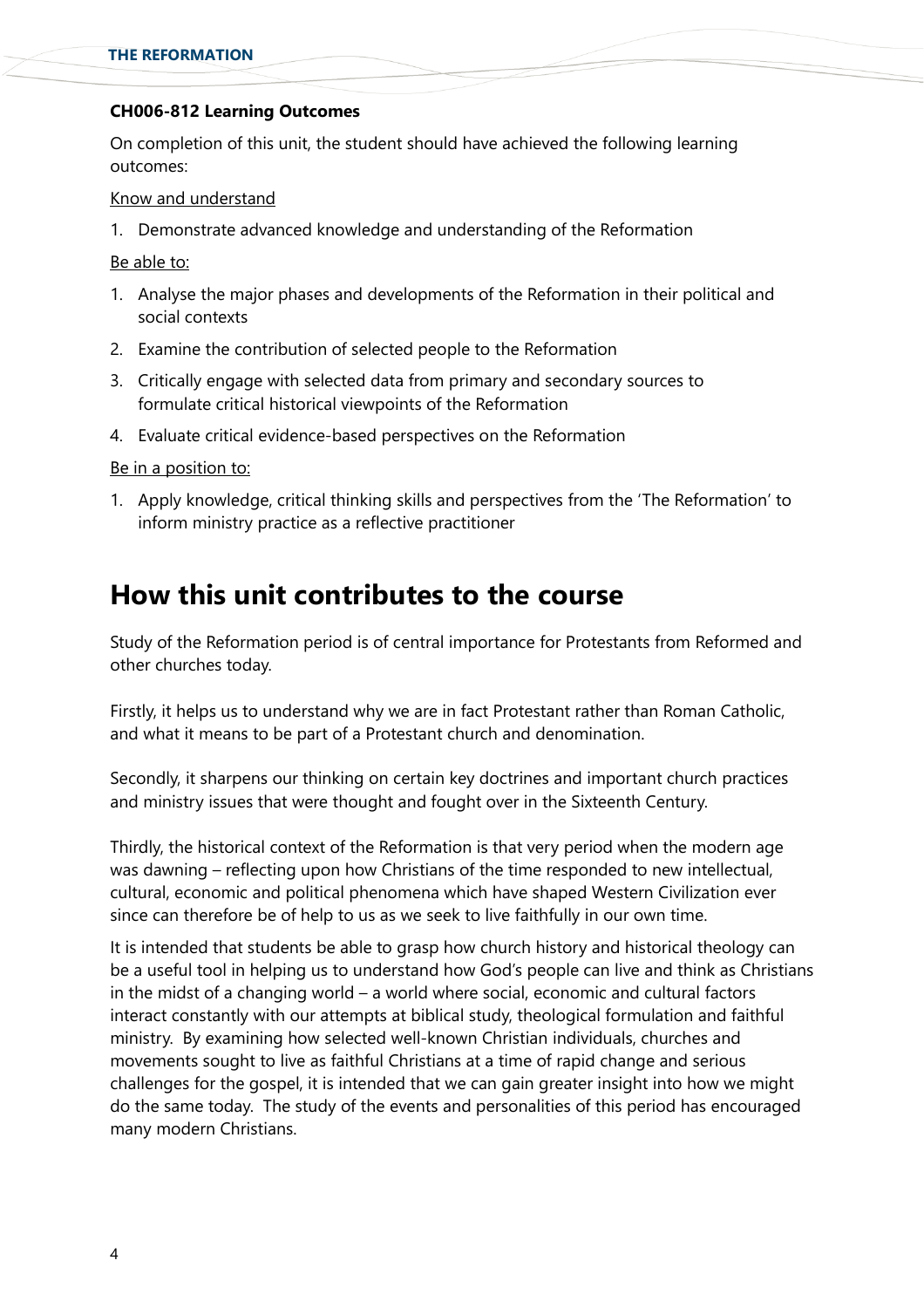**CH006-812 Learning Outcomes**

On completion of this unit, the student should have achieved the following learning outcomes:

Know and understand

1. Demonstrate advanced knowledge and understanding of the Reformation

Be able to:

1. Analyse the major phases and developments of the Reformation in their political and social contexts
2. Examine the contribution of selected people to the Reformation
3. Critically engage with selected data from primary and secondary sources to formulate critical historical viewpoints of the Reformation
4. Evaluate critical evidence-based perspectives on the Reformation

Be in a position to:

1. Apply knowledge, critical thinking skills and perspectives from the 'The Reformation' to inform ministry practice as a reflective practitioner

# How this unit contributes to the course

Study of the Reformation period is of central importance for Protestants from Reformed and other churches today.

Firstly, it helps us to understand why we are in fact Protestant rather than Roman Catholic, and what it means to be part of a Protestant church and denomination.

Secondly, it sharpens our thinking on certain key doctrines and important church practices and ministry issues that were thought and fought over in the Sixteenth Century.

Thirdly, the historical context of the Reformation is that very period when the modern age was dawning – reflecting upon how Christians of the time responded to new intellectual, cultural, economic and political phenomena which have shaped Western Civilization ever since can therefore be of help to us as we seek to live faithfully in our own time.

It is intended that students be able to grasp how church history and historical theology can be a useful tool in helping us to understand how God's people can live and think as Christians in the midst of a changing world – a world where social, economic and cultural factors interact constantly with our attempts at biblical study, theological formulation and faithful ministry. By examining how selected well-known Christian individuals, churches and movements sought to live as faithful Christians at a time of rapid change and serious challenges for the gospel, it is intended that we can gain greater insight into how we might do the same today. The study of the events and personalities of this period has encouraged many modern Christians.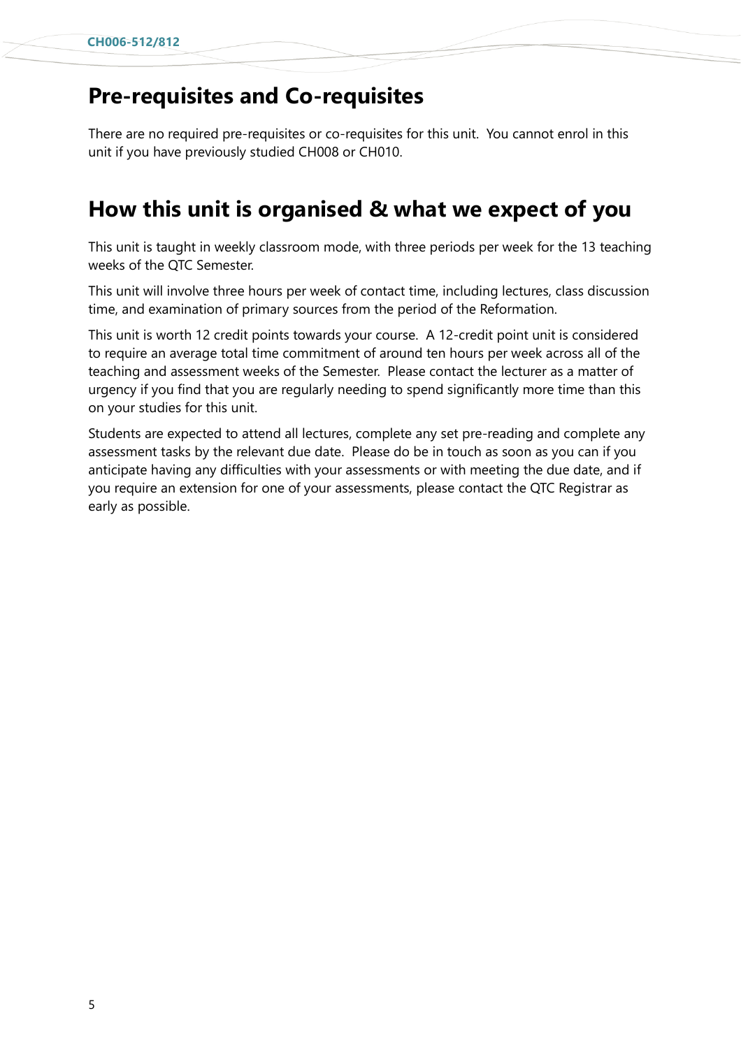## Pre-requisites and Co-requisites

There are no required pre-requisites or co-requisites for this unit. You cannot enrol in this unit if you have previously studied CH008 or CH010.

## How this unit is organised & what we expect of you

This unit is taught in weekly classroom mode, with three periods per week for the 13 teaching weeks of the QTC Semester.

This unit will involve three hours per week of contact time, including lectures, class discussion time, and examination of primary sources from the period of the Reformation.

This unit is worth 12 credit points towards your course. A 12-credit point unit is considered to require an average total time commitment of around ten hours per week across all of the teaching and assessment weeks of the Semester. Please contact the lecturer as a matter of urgency if you find that you are regularly needing to spend significantly more time than this on your studies for this unit.

Students are expected to attend all lectures, complete any set pre-reading and complete any assessment tasks by the relevant due date. Please do be in touch as soon as you can if you anticipate having any difficulties with your assessments or with meeting the due date, and if you require an extension for one of your assessments, please contact the QTC Registrar as early as possible.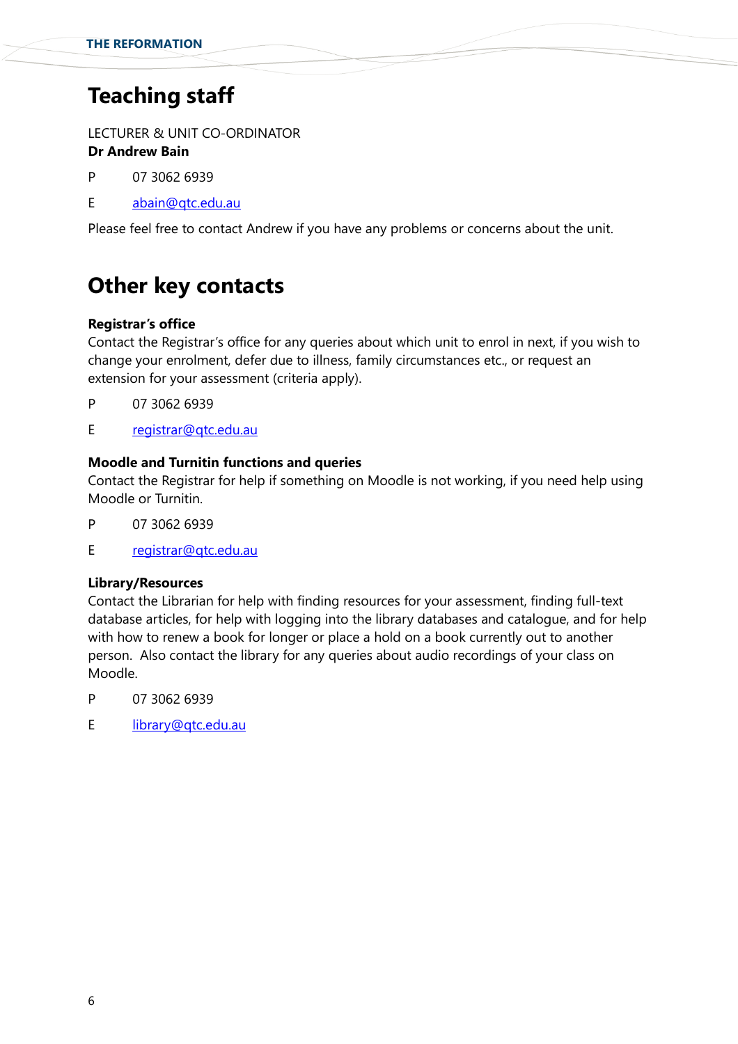# Teaching staff

LECTURER & UNIT CO-ORDINATOR
**Dr Andrew Bain**

P 07 3062 6939

E abain@qtc.edu.au

Please feel free to contact Andrew if you have any problems or concerns about the unit.

# Other key contacts

**Registrar's office**
Contact the Registrar's office for any queries about which unit to enrol in next, if you wish to change your enrolment, defer due to illness, family circumstances etc., or request an extension for your assessment (criteria apply).

P 07 3062 6939

E registrar@qtc.edu.au

**Moodle and Turnitin functions and queries**
Contact the Registrar for help if something on Moodle is not working, if you need help using Moodle or Turnitin.

P 07 3062 6939

E registrar@qtc.edu.au

**Library/Resources**
Contact the Librarian for help with finding resources for your assessment, finding full-text database articles, for help with logging into the library databases and catalogue, and for help with how to renew a book for longer or place a hold on a book currently out to another person. Also contact the library for any queries about audio recordings of your class on Moodle.

P 07 3062 6939

E library@qtc.edu.au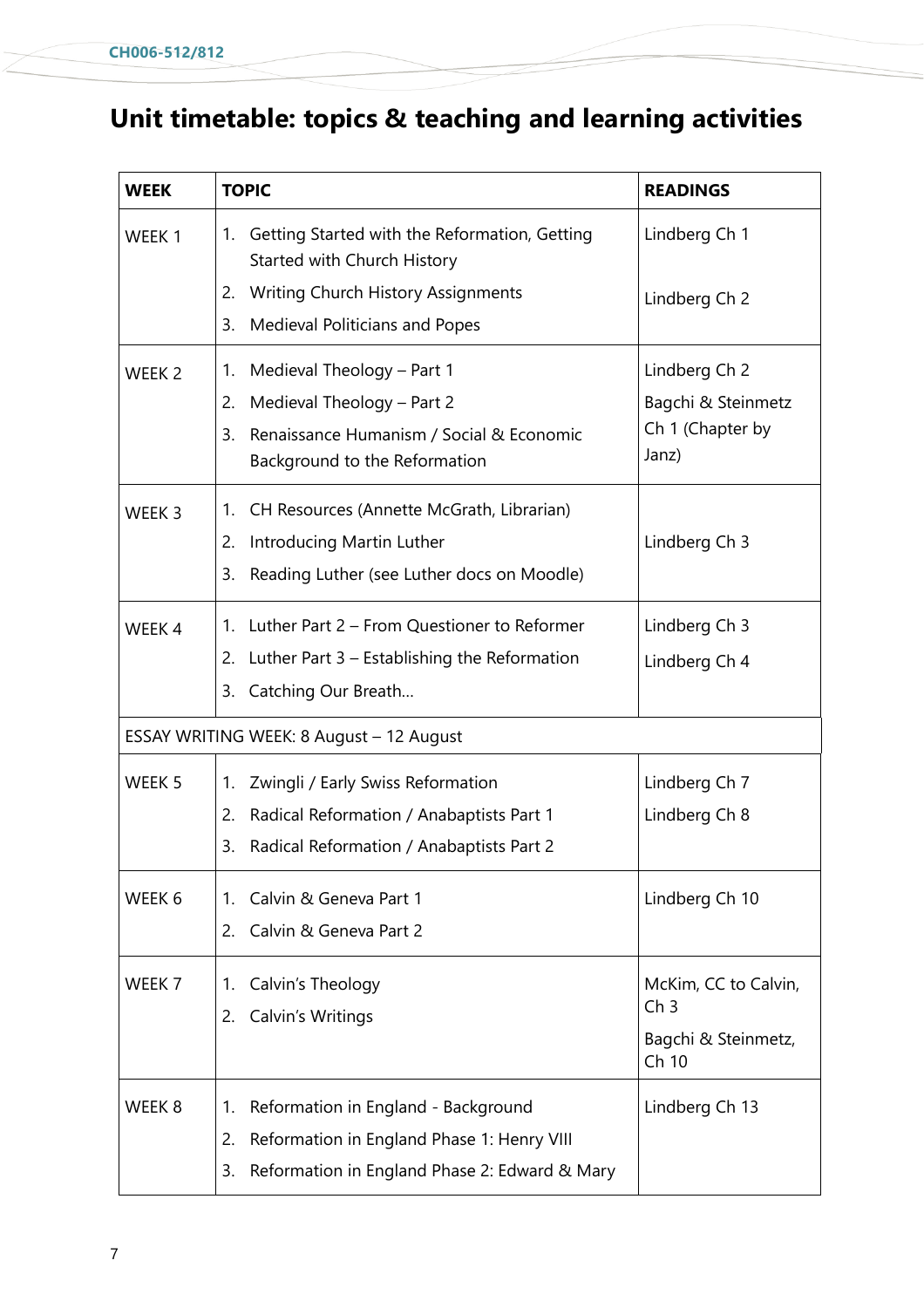# Unit timetable: topics & teaching and learning activities

| WEEK | TOPIC | READINGS |
| --- | --- | --- |
| WEEK 1 | 1. Getting Started with the Reformation, Getting Started with Church History<br>2. Writing Church History Assignments<br>3. Medieval Politicians and Popes | Lindberg Ch 1<br>Lindberg Ch 2 |
| WEEK 2 | 1. Medieval Theology – Part 1<br>2. Medieval Theology – Part 2<br>3. Renaissance Humanism / Social & Economic Background to the Reformation | Lindberg Ch 2<br>Bagchi & Steinmetz Ch 1 (Chapter by Janz) |
| WEEK 3 | 1. CH Resources (Annette McGrath, Librarian)<br>2. Introducing Martin Luther<br>3. Reading Luther (see Luther docs on Moodle) | Lindberg Ch 3 |
| WEEK 4 | 1. Luther Part 2 – From Questioner to Reformer<br>2. Luther Part 3 – Establishing the Reformation<br>3. Catching Our Breath… | Lindberg Ch 3<br>Lindberg Ch 4 |
| ESSAY WRITING WEEK: 8 August – 12 August | | |
| WEEK 5 | 1. Zwingli / Early Swiss Reformation<br>2. Radical Reformation / Anabaptists Part 1<br>3. Radical Reformation / Anabaptists Part 2 | Lindberg Ch 7<br>Lindberg Ch 8 |
| WEEK 6 | 1. Calvin & Geneva Part 1<br>2. Calvin & Geneva Part 2 | Lindberg Ch 10 |
| WEEK 7 | 1. Calvin's Theology<br>2. Calvin's Writings | McKim, CC to Calvin, Ch 3<br>Bagchi & Steinmetz, Ch 10 |
| WEEK 8 | 1. Reformation in England - Background<br>2. Reformation in England Phase 1: Henry VIII<br>3. Reformation in England Phase 2: Edward & Mary | Lindberg Ch 13 |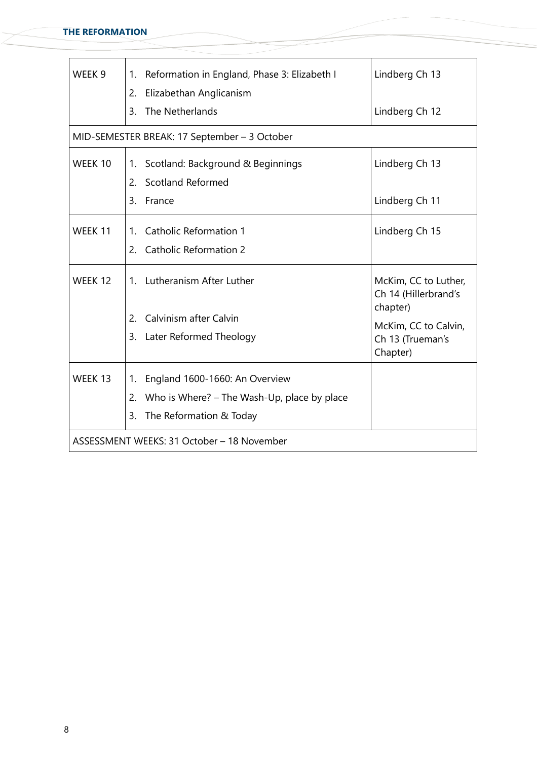| | | |
|---|---|---|
| WEEK 9 | 1. Reformation in England, Phase 3: Elizabeth I<br>2. Elizabethan Anglicanism<br>3. The Netherlands | Lindberg Ch 13<br><br>Lindberg Ch 12 |
| MID-SEMESTER BREAK: 17 September – 3 October | | |
| WEEK 10 | 1. Scotland: Background & Beginnings<br>2. Scotland Reformed<br>3. France | Lindberg Ch 13<br><br>Lindberg Ch 11 |
| WEEK 11 | 1. Catholic Reformation 1<br>2. Catholic Reformation 2 | Lindberg Ch 15 |
| WEEK 12 | 1. Lutheranism After Luther<br><br>2. Calvinism after Calvin<br>3. Later Reformed Theology | McKim, CC to Luther, Ch 14 (Hillerbrand's chapter)<br>McKim, CC to Calvin, Ch 13 (Trueman's Chapter) |
| WEEK 13 | 1. England 1600-1660: An Overview<br>2. Who is Where? – The Wash-Up, place by place<br>3. The Reformation & Today | |
| ASSESSMENT WEEKS: 31 October – 18 November | | |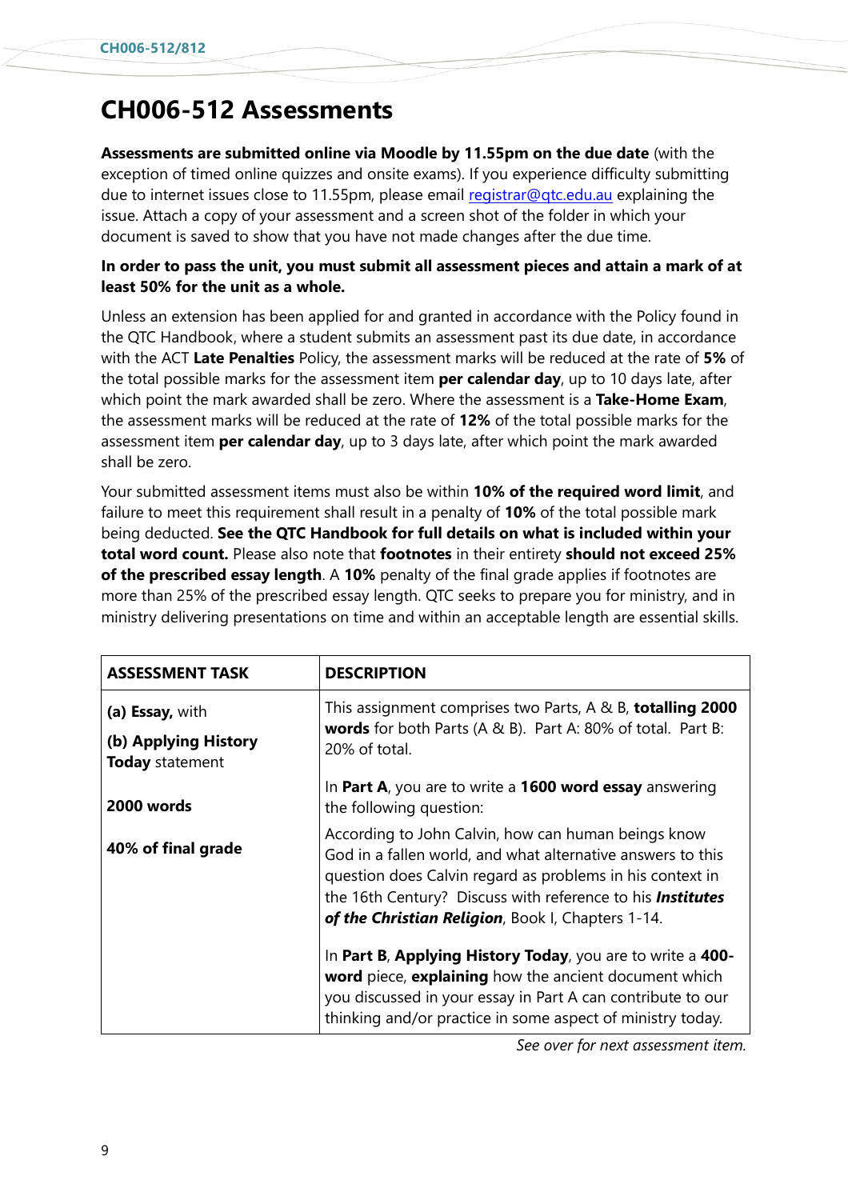# CH006-512 Assessments

**Assessments are submitted online via Moodle by 11.55pm on the due date** (with the exception of timed online quizzes and onsite exams). If you experience difficulty submitting due to internet issues close to 11.55pm, please email registrar@qtc.edu.au explaining the issue. Attach a copy of your assessment and a screen shot of the folder in which your document is saved to show that you have not made changes after the due time.

**In order to pass the unit, you must submit all assessment pieces and attain a mark of at least 50% for the unit as a whole.**

Unless an extension has been applied for and granted in accordance with the Policy found in the QTC Handbook, where a student submits an assessment past its due date, in accordance with the ACT **Late Penalties** Policy, the assessment marks will be reduced at the rate of **5%** of the total possible marks for the assessment item **per calendar day**, up to 10 days late, after which point the mark awarded shall be zero. Where the assessment is a **Take-Home Exam**, the assessment marks will be reduced at the rate of **12%** of the total possible marks for the assessment item **per calendar day**, up to 3 days late, after which point the mark awarded shall be zero.

Your submitted assessment items must also be within **10% of the required word limit**, and failure to meet this requirement shall result in a penalty of **10%** of the total possible mark being deducted. **See the QTC Handbook for full details on what is included within your total word count.** Please also note that **footnotes** in their entirety **should not exceed 25% of the prescribed essay length**. A **10%** penalty of the final grade applies if footnotes are more than 25% of the prescribed essay length. QTC seeks to prepare you for ministry, and in ministry delivering presentations on time and within an acceptable length are essential skills.

| ASSESSMENT TASK | DESCRIPTION |
|---|---|
| **(a) Essay,** with<br><br>**(b) Applying History Today** statement<br><br>**2000 words**<br><br>**40% of final grade** | This assignment comprises two Parts, A & B, **totalling 2000 words** for both Parts (A & B). Part A: 80% of total. Part B: 20% of total.<br><br>In **Part A**, you are to write a **1600 word essay** answering the following question:<br><br>According to John Calvin, how can human beings know God in a fallen world, and what alternative answers to this question does Calvin regard as problems in his context in the 16th Century? Discuss with reference to his ***Institutes of the Christian Religion***, Book I, Chapters 1-14.<br><br>In **Part B**, **Applying History Today**, you are to write a **400-word** piece, **explaining** how the ancient document which you discussed in your essay in Part A can contribute to our thinking and/or practice in some aspect of ministry today. |

*See over for next assessment item.*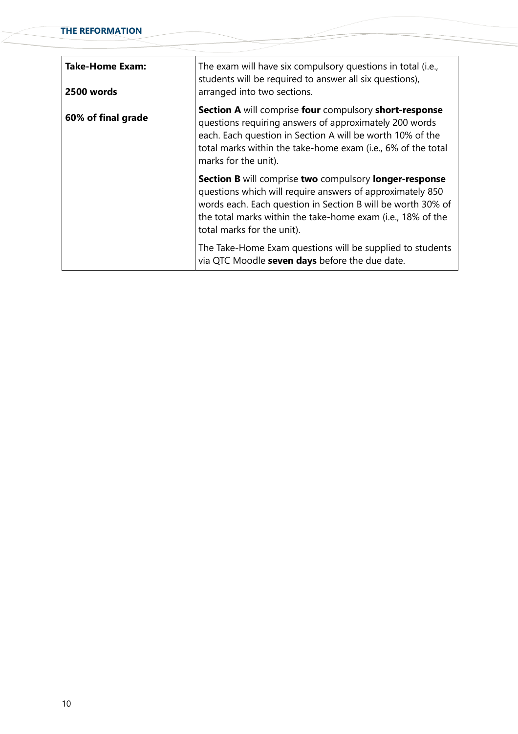| **Take-Home Exam:**<br><br>**2500 words**<br><br>**60% of final grade** | The exam will have six compulsory questions in total (i.e., students will be required to answer all six questions), arranged into two sections.<br><br>**Section A** will comprise **four** compulsory **short-response** questions requiring answers of approximately 200 words each. Each question in Section A will be worth 10% of the total marks within the take-home exam (i.e., 6% of the total marks for the unit).<br><br>**Section B** will comprise **two** compulsory **longer-response** questions which will require answers of approximately 850 words each. Each question in Section B will be worth 30% of the total marks within the take-home exam (i.e., 18% of the total marks for the unit).<br><br>The Take-Home Exam questions will be supplied to students via QTC Moodle **seven days** before the due date. |
| --- | --- |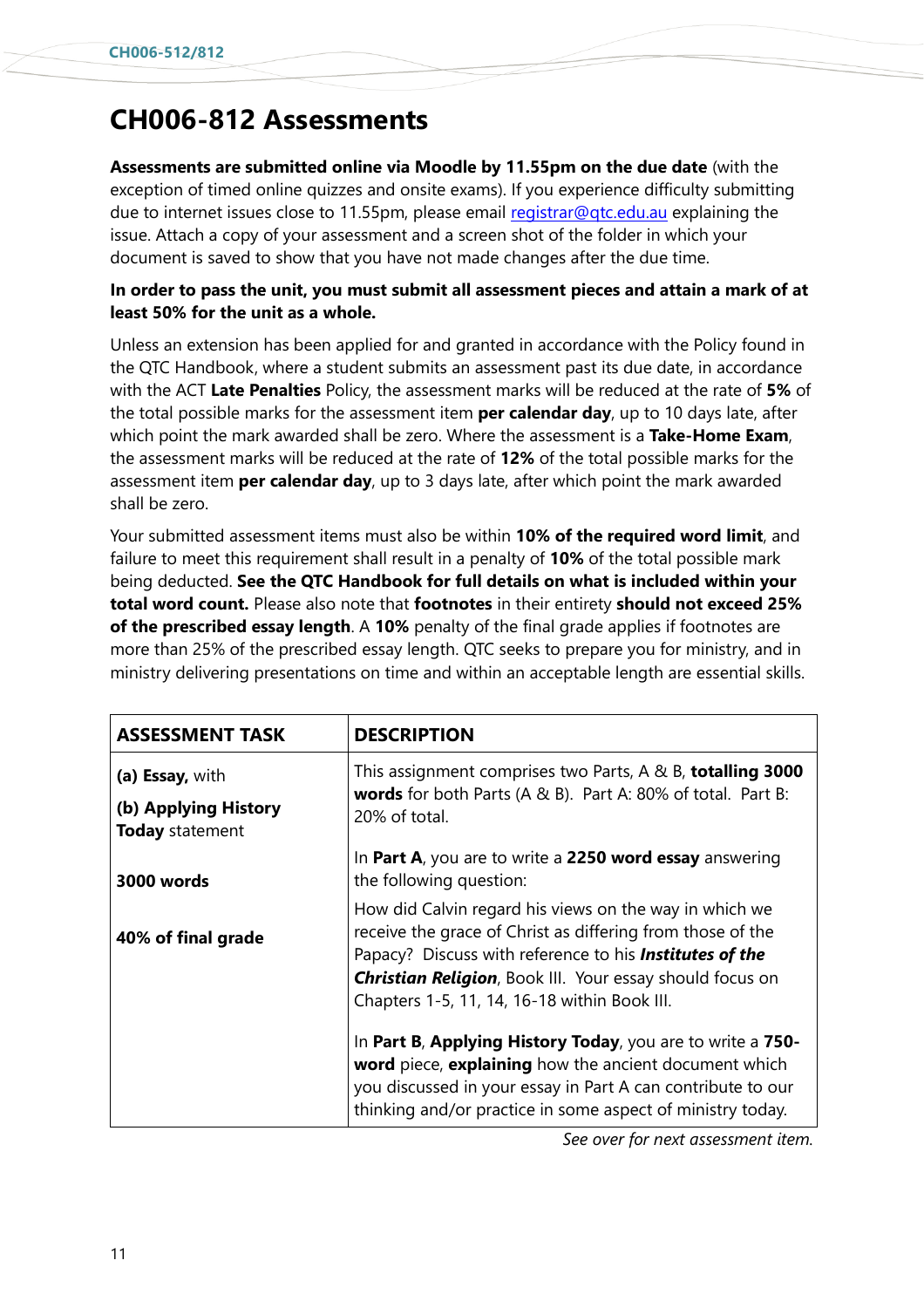# CH006-812 Assessments

**Assessments are submitted online via Moodle by 11.55pm on the due date** (with the exception of timed online quizzes and onsite exams). If you experience difficulty submitting due to internet issues close to 11.55pm, please email registrar@qtc.edu.au explaining the issue. Attach a copy of your assessment and a screen shot of the folder in which your document is saved to show that you have not made changes after the due time.

**In order to pass the unit, you must submit all assessment pieces and attain a mark of at least 50% for the unit as a whole.**

Unless an extension has been applied for and granted in accordance with the Policy found in the QTC Handbook, where a student submits an assessment past its due date, in accordance with the ACT **Late Penalties** Policy, the assessment marks will be reduced at the rate of **5%** of the total possible marks for the assessment item **per calendar day**, up to 10 days late, after which point the mark awarded shall be zero. Where the assessment is a **Take-Home Exam**, the assessment marks will be reduced at the rate of **12%** of the total possible marks for the assessment item **per calendar day**, up to 3 days late, after which point the mark awarded shall be zero.

Your submitted assessment items must also be within **10% of the required word limit**, and failure to meet this requirement shall result in a penalty of **10%** of the total possible mark being deducted. **See the QTC Handbook for full details on what is included within your total word count.** Please also note that **footnotes** in their entirety **should not exceed 25% of the prescribed essay length**. A **10%** penalty of the final grade applies if footnotes are more than 25% of the prescribed essay length. QTC seeks to prepare you for ministry, and in ministry delivering presentations on time and within an acceptable length are essential skills.

| ASSESSMENT TASK | DESCRIPTION |
|---|---|
| **(a) Essay,** with<br><br>**(b) Applying History Today** statement<br><br>**3000 words**<br><br>**40% of final grade** | This assignment comprises two Parts, A & B, **totalling 3000 words** for both Parts (A & B). Part A: 80% of total. Part B: 20% of total.<br><br>In **Part A**, you are to write a **2250 word essay** answering the following question:<br><br>How did Calvin regard his views on the way in which we receive the grace of Christ as differing from those of the Papacy? Discuss with reference to his ***Institutes of the Christian Religion***, Book III. Your essay should focus on Chapters 1-5, 11, 14, 16-18 within Book III.<br><br>In **Part B**, **Applying History Today**, you are to write a **750-word** piece, **explaining** how the ancient document which you discussed in your essay in Part A can contribute to our thinking and/or practice in some aspect of ministry today. |

*See over for next assessment item.*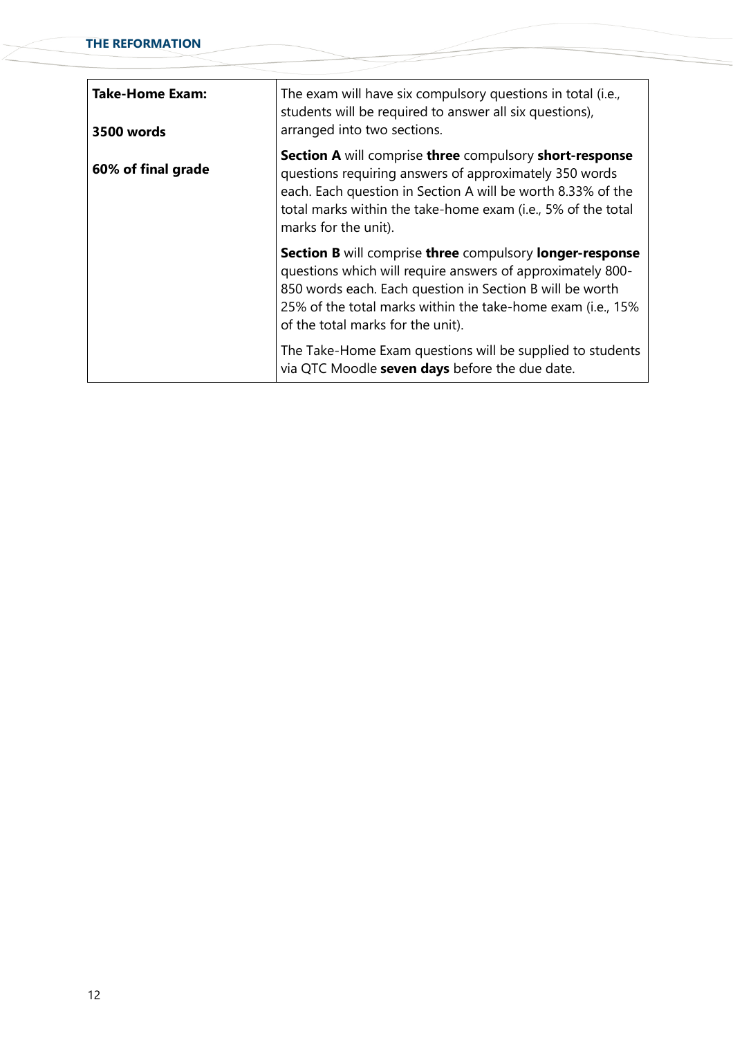| **Take-Home Exam:**<br><br>**3500 words**<br><br>**60% of final grade** | The exam will have six compulsory questions in total (i.e., students will be required to answer all six questions), arranged into two sections.<br><br>**Section A** will comprise **three** compulsory **short-response** questions requiring answers of approximately 350 words each. Each question in Section A will be worth 8.33% of the total marks within the take-home exam (i.e., 5% of the total marks for the unit).<br><br>**Section B** will comprise **three** compulsory **longer-response** questions which will require answers of approximately 800-850 words each. Each question in Section B will be worth 25% of the total marks within the take-home exam (i.e., 15% of the total marks for the unit).<br><br>The Take-Home Exam questions will be supplied to students via QTC Moodle **seven days** before the due date. |
|---|---|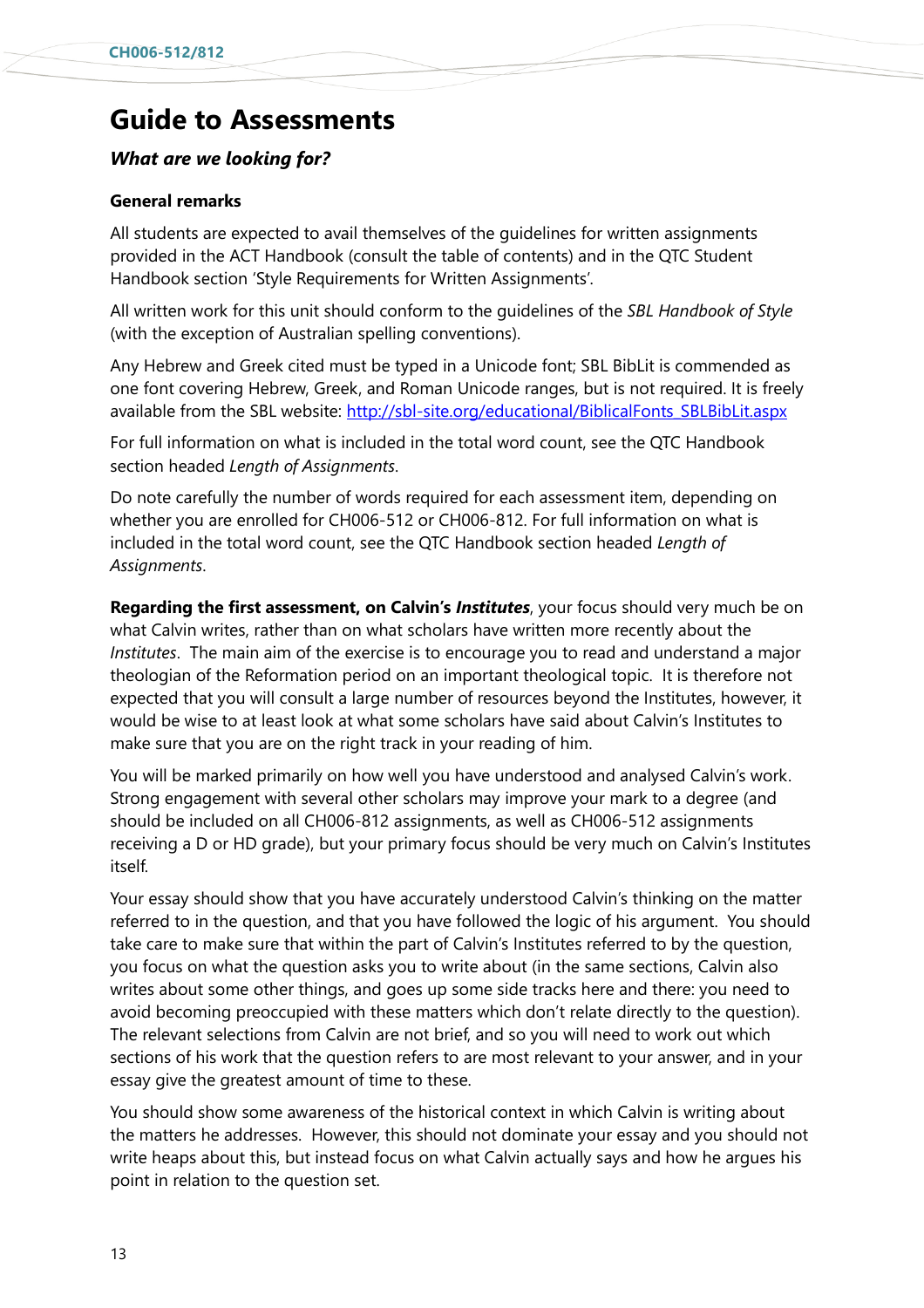# Guide to Assessments

***What are we looking for?***

**General remarks**

All students are expected to avail themselves of the guidelines for written assignments provided in the ACT Handbook (consult the table of contents) and in the QTC Student Handbook section 'Style Requirements for Written Assignments'.

All written work for this unit should conform to the guidelines of the *SBL Handbook of Style* (with the exception of Australian spelling conventions).

Any Hebrew and Greek cited must be typed in a Unicode font; SBL BibLit is commended as one font covering Hebrew, Greek, and Roman Unicode ranges, but is not required. It is freely available from the SBL website: [http://sbl-site.org/educational/BiblicalFonts_SBLBibLit.aspx](http://sbl-site.org/educational/BiblicalFonts_SBLBibLit.aspx)

For full information on what is included in the total word count, see the QTC Handbook section headed *Length of Assignments*.

Do note carefully the number of words required for each assessment item, depending on whether you are enrolled for CH006-512 or CH006-812. For full information on what is included in the total word count, see the QTC Handbook section headed *Length of Assignments*.

**Regarding the first assessment, on Calvin's *Institutes***, your focus should very much be on what Calvin writes, rather than on what scholars have written more recently about the *Institutes*. The main aim of the exercise is to encourage you to read and understand a major theologian of the Reformation period on an important theological topic. It is therefore not expected that you will consult a large number of resources beyond the Institutes, however, it would be wise to at least look at what some scholars have said about Calvin's Institutes to make sure that you are on the right track in your reading of him.

You will be marked primarily on how well you have understood and analysed Calvin's work. Strong engagement with several other scholars may improve your mark to a degree (and should be included on all CH006-812 assignments, as well as CH006-512 assignments receiving a D or HD grade), but your primary focus should be very much on Calvin's Institutes itself.

Your essay should show that you have accurately understood Calvin's thinking on the matter referred to in the question, and that you have followed the logic of his argument. You should take care to make sure that within the part of Calvin's Institutes referred to by the question, you focus on what the question asks you to write about (in the same sections, Calvin also writes about some other things, and goes up some side tracks here and there: you need to avoid becoming preoccupied with these matters which don't relate directly to the question). The relevant selections from Calvin are not brief, and so you will need to work out which sections of his work that the question refers to are most relevant to your answer, and in your essay give the greatest amount of time to these.

You should show some awareness of the historical context in which Calvin is writing about the matters he addresses. However, this should not dominate your essay and you should not write heaps about this, but instead focus on what Calvin actually says and how he argues his point in relation to the question set.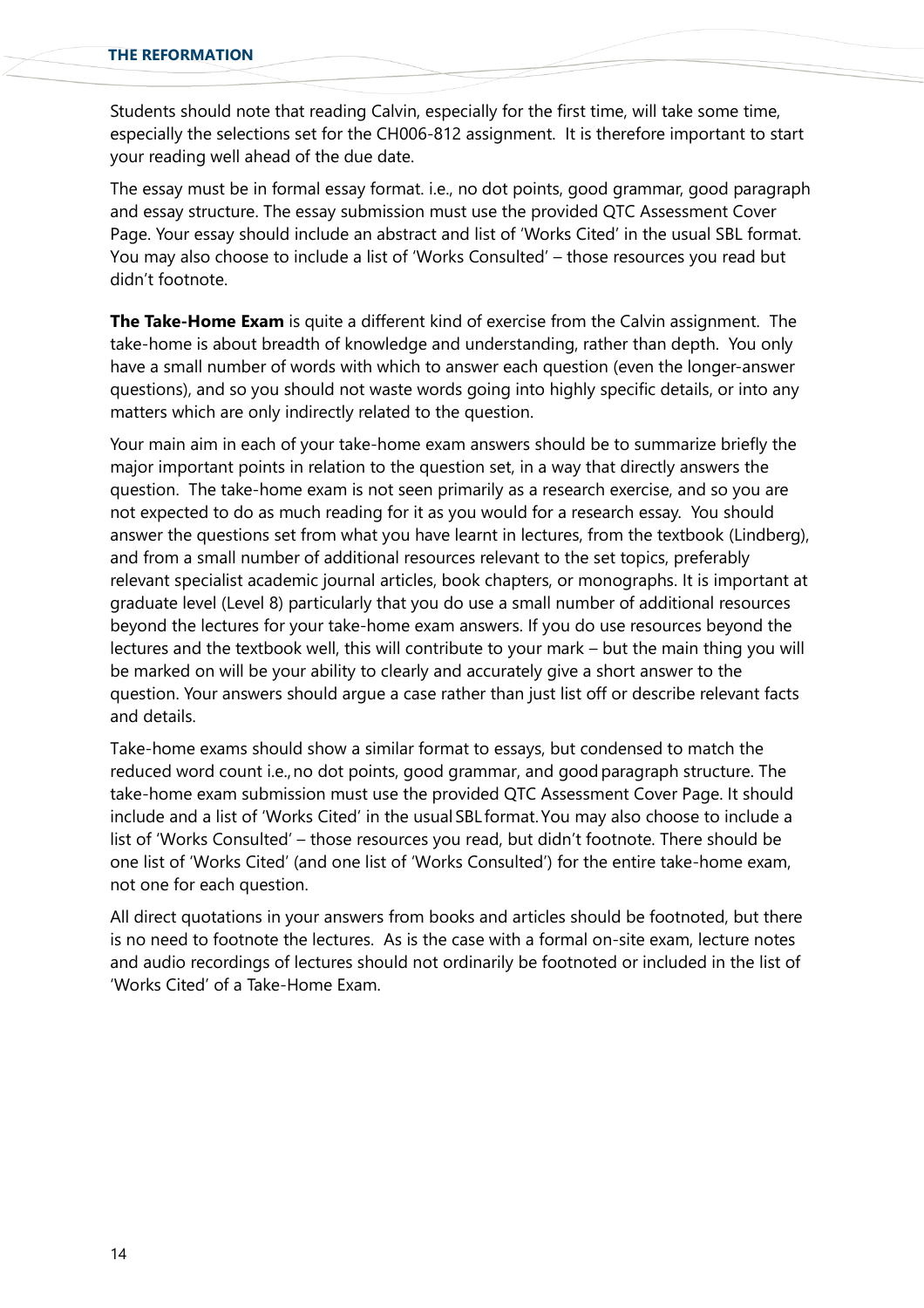Students should note that reading Calvin, especially for the first time, will take some time, especially the selections set for the CH006-812 assignment. It is therefore important to start your reading well ahead of the due date.

The essay must be in formal essay format. i.e., no dot points, good grammar, good paragraph and essay structure. The essay submission must use the provided QTC Assessment Cover Page. Your essay should include an abstract and list of 'Works Cited' in the usual SBL format. You may also choose to include a list of 'Works Consulted' – those resources you read but didn't footnote.

**The Take-Home Exam** is quite a different kind of exercise from the Calvin assignment. The take-home is about breadth of knowledge and understanding, rather than depth. You only have a small number of words with which to answer each question (even the longer-answer questions), and so you should not waste words going into highly specific details, or into any matters which are only indirectly related to the question.

Your main aim in each of your take-home exam answers should be to summarize briefly the major important points in relation to the question set, in a way that directly answers the question. The take-home exam is not seen primarily as a research exercise, and so you are not expected to do as much reading for it as you would for a research essay. You should answer the questions set from what you have learnt in lectures, from the textbook (Lindberg), and from a small number of additional resources relevant to the set topics, preferably relevant specialist academic journal articles, book chapters, or monographs. It is important at graduate level (Level 8) particularly that you do use a small number of additional resources beyond the lectures for your take-home exam answers. If you do use resources beyond the lectures and the textbook well, this will contribute to your mark – but the main thing you will be marked on will be your ability to clearly and accurately give a short answer to the question. Your answers should argue a case rather than just list off or describe relevant facts and details.

Take-home exams should show a similar format to essays, but condensed to match the reduced word count i.e., no dot points, good grammar, and good paragraph structure. The take-home exam submission must use the provided QTC Assessment Cover Page. It should include and a list of 'Works Cited' in the usual SBL format. You may also choose to include a list of 'Works Consulted' – those resources you read, but didn't footnote. There should be one list of 'Works Cited' (and one list of 'Works Consulted') for the entire take-home exam, not one for each question.

All direct quotations in your answers from books and articles should be footnoted, but there is no need to footnote the lectures. As is the case with a formal on-site exam, lecture notes and audio recordings of lectures should not ordinarily be footnoted or included in the list of 'Works Cited' of a Take-Home Exam.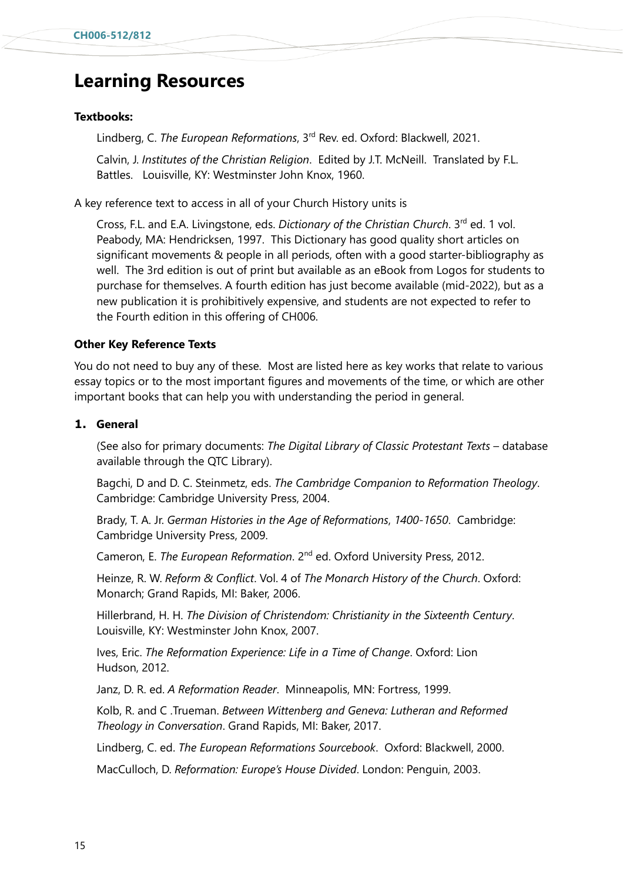# Learning Resources

**Textbooks:**

Lindberg, C. *The European Reformations*, 3rd Rev. ed. Oxford: Blackwell, 2021.

Calvin, J. *Institutes of the Christian Religion*. Edited by J.T. McNeill. Translated by F.L. Battles. Louisville, KY: Westminster John Knox, 1960.

A key reference text to access in all of your Church History units is

Cross, F.L. and E.A. Livingstone, eds. *Dictionary of the Christian Church*. 3rd ed. 1 vol. Peabody, MA: Hendricksen, 1997. This Dictionary has good quality short articles on significant movements & people in all periods, often with a good starter-bibliography as well. The 3rd edition is out of print but available as an eBook from Logos for students to purchase for themselves. A fourth edition has just become available (mid-2022), but as a new publication it is prohibitively expensive, and students are not expected to refer to the Fourth edition in this offering of CH006.

**Other Key Reference Texts**

You do not need to buy any of these. Most are listed here as key works that relate to various essay topics or to the most important figures and movements of the time, or which are other important books that can help you with understanding the period in general.

**1. General**

(See also for primary documents: *The Digital Library of Classic Protestant Texts* – database available through the QTC Library).

Bagchi, D and D. C. Steinmetz, eds. *The Cambridge Companion to Reformation Theology*. Cambridge: Cambridge University Press, 2004.

Brady, T. A. Jr. *German Histories in the Age of Reformations, 1400-1650*. Cambridge: Cambridge University Press, 2009.

Cameron, E. *The European Reformation*. 2nd ed. Oxford University Press, 2012.

Heinze, R. W. *Reform & Conflict*. Vol. 4 of *The Monarch History of the Church*. Oxford: Monarch; Grand Rapids, MI: Baker, 2006.

Hillerbrand, H. H. *The Division of Christendom: Christianity in the Sixteenth Century*. Louisville, KY: Westminster John Knox, 2007.

Ives, Eric. *The Reformation Experience: Life in a Time of Change*. Oxford: Lion Hudson, 2012.

Janz, D. R. ed. *A Reformation Reader*. Minneapolis, MN: Fortress, 1999.

Kolb, R. and C .Trueman. *Between Wittenberg and Geneva: Lutheran and Reformed Theology in Conversation*. Grand Rapids, MI: Baker, 2017.

Lindberg, C. ed. *The European Reformations Sourcebook*. Oxford: Blackwell, 2000.

MacCulloch, D. *Reformation: Europe's House Divided*. London: Penguin, 2003.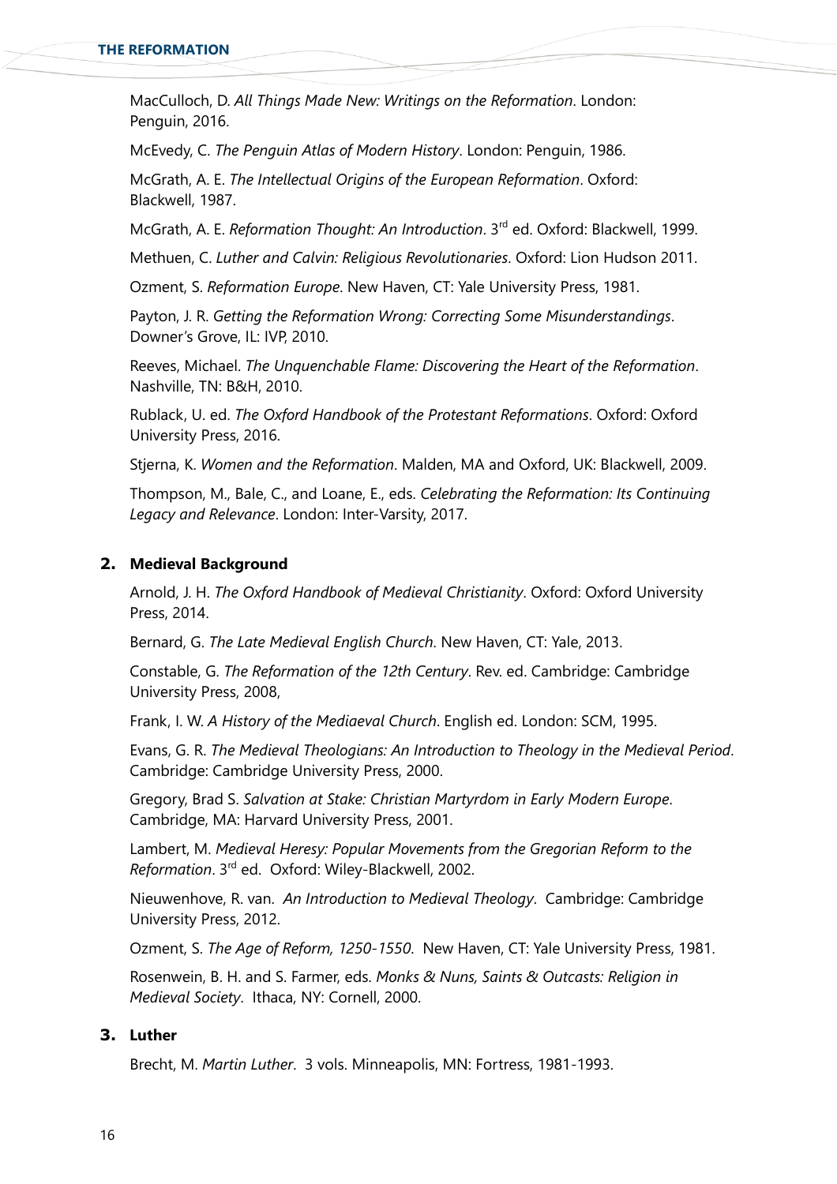MacCulloch, D. *All Things Made New: Writings on the Reformation*. London: Penguin, 2016.

McEvedy, C. *The Penguin Atlas of Modern History*. London: Penguin, 1986.

McGrath, A. E. *The Intellectual Origins of the European Reformation*. Oxford: Blackwell, 1987.

McGrath, A. E. *Reformation Thought: An Introduction*. 3rd ed. Oxford: Blackwell, 1999.

Methuen, C. *Luther and Calvin: Religious Revolutionaries*. Oxford: Lion Hudson 2011.

Ozment, S. *Reformation Europe*. New Haven, CT: Yale University Press, 1981.

Payton, J. R. *Getting the Reformation Wrong: Correcting Some Misunderstandings*. Downer's Grove, IL: IVP, 2010.

Reeves, Michael. *The Unquenchable Flame: Discovering the Heart of the Reformation*. Nashville, TN: B&H, 2010.

Rublack, U. ed. *The Oxford Handbook of the Protestant Reformations*. Oxford: Oxford University Press, 2016.

Stjerna, K. *Women and the Reformation*. Malden, MA and Oxford, UK: Blackwell, 2009.

Thompson, M., Bale, C., and Loane, E., eds. *Celebrating the Reformation: Its Continuing Legacy and Relevance*. London: Inter-Varsity, 2017.

## 2. Medieval Background

Arnold, J. H. *The Oxford Handbook of Medieval Christianity*. Oxford: Oxford University Press, 2014.

Bernard, G. *The Late Medieval English Church*. New Haven, CT: Yale, 2013.

Constable, G. *The Reformation of the 12th Century*. Rev. ed. Cambridge: Cambridge University Press, 2008,

Frank, I. W. *A History of the Mediaeval Church*. English ed. London: SCM, 1995.

Evans, G. R. *The Medieval Theologians: An Introduction to Theology in the Medieval Period*. Cambridge: Cambridge University Press, 2000.

Gregory, Brad S. *Salvation at Stake: Christian Martyrdom in Early Modern Europe*. Cambridge, MA: Harvard University Press, 2001.

Lambert, M. *Medieval Heresy: Popular Movements from the Gregorian Reform to the Reformation*. 3rd ed. Oxford: Wiley-Blackwell, 2002.

Nieuwenhove, R. van. *An Introduction to Medieval Theology*. Cambridge: Cambridge University Press, 2012.

Ozment, S. *The Age of Reform, 1250-1550*. New Haven, CT: Yale University Press, 1981.

Rosenwein, B. H. and S. Farmer, eds. *Monks & Nuns, Saints & Outcasts: Religion in Medieval Society*. Ithaca, NY: Cornell, 2000.

## 3. Luther

Brecht, M. *Martin Luther*. 3 vols. Minneapolis, MN: Fortress, 1981-1993.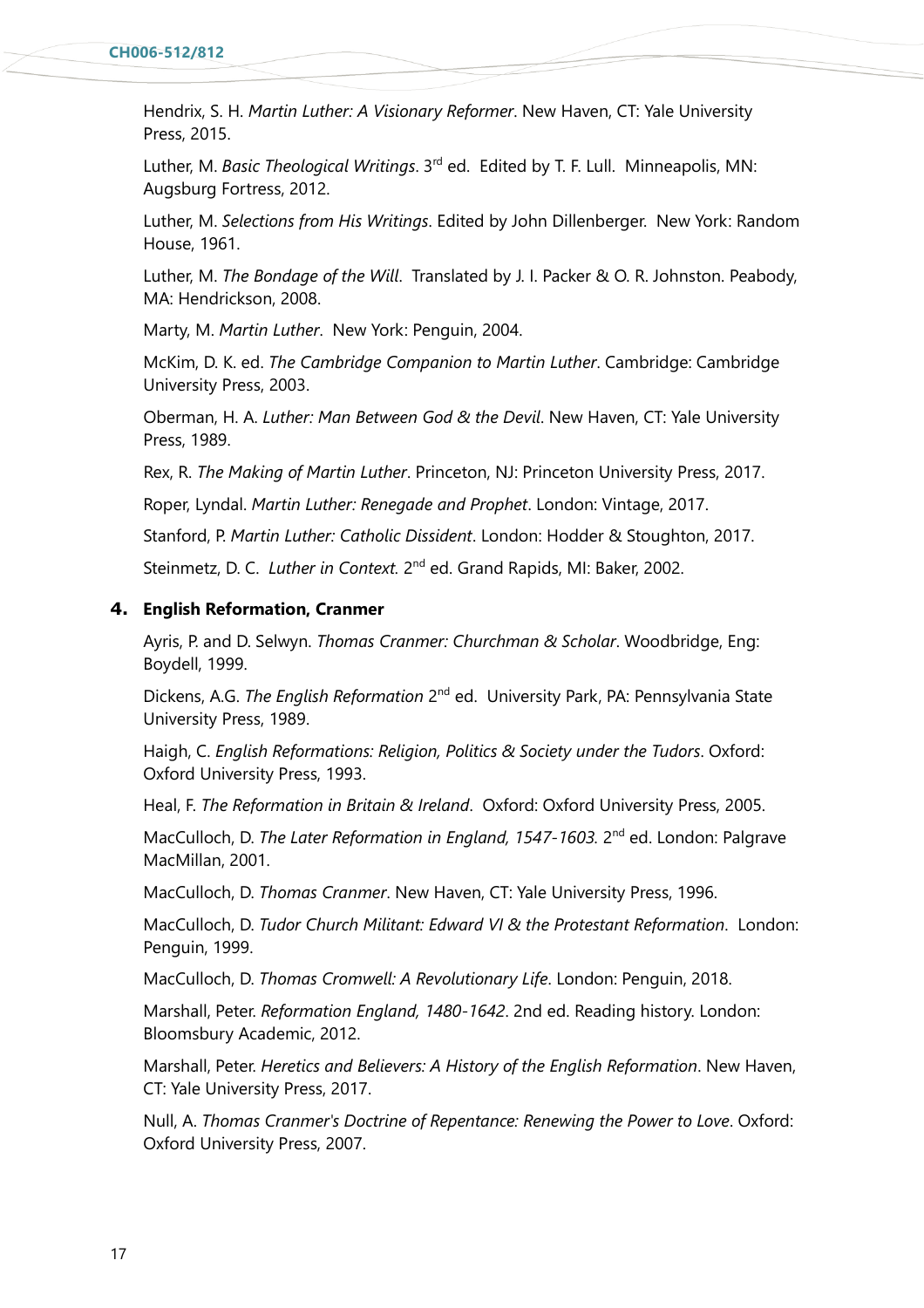Hendrix, S. H. *Martin Luther: A Visionary Reformer*. New Haven, CT: Yale University Press, 2015.

Luther, M. *Basic Theological Writings*. 3rd ed. Edited by T. F. Lull. Minneapolis, MN: Augsburg Fortress, 2012.

Luther, M. *Selections from His Writings*. Edited by John Dillenberger. New York: Random House, 1961.

Luther, M. *The Bondage of the Will*. Translated by J. I. Packer & O. R. Johnston. Peabody, MA: Hendrickson, 2008.

Marty, M. *Martin Luther*. New York: Penguin, 2004.

McKim, D. K. ed. *The Cambridge Companion to Martin Luther*. Cambridge: Cambridge University Press, 2003.

Oberman, H. A. *Luther: Man Between God & the Devil*. New Haven, CT: Yale University Press, 1989.

Rex, R. *The Making of Martin Luther*. Princeton, NJ: Princeton University Press, 2017.

Roper, Lyndal. *Martin Luther: Renegade and Prophet*. London: Vintage, 2017.

Stanford, P. *Martin Luther: Catholic Dissident*. London: Hodder & Stoughton, 2017.

Steinmetz, D. C. *Luther in Context.* 2nd ed. Grand Rapids, MI: Baker, 2002.

## 4. English Reformation, Cranmer

Ayris, P. and D. Selwyn. *Thomas Cranmer: Churchman & Scholar*. Woodbridge, Eng: Boydell, 1999.

Dickens, A.G. *The English Reformation* 2nd ed. University Park, PA: Pennsylvania State University Press, 1989.

Haigh, C. *English Reformations: Religion, Politics & Society under the Tudors*. Oxford: Oxford University Press, 1993.

Heal, F. *The Reformation in Britain & Ireland*. Oxford: Oxford University Press, 2005.

MacCulloch, D. *The Later Reformation in England, 1547-1603.* 2nd ed. London: Palgrave MacMillan, 2001.

MacCulloch, D. *Thomas Cranmer*. New Haven, CT: Yale University Press, 1996.

MacCulloch, D. *Tudor Church Militant: Edward VI & the Protestant Reformation*. London: Penguin, 1999.

MacCulloch, D. *Thomas Cromwell: A Revolutionary Life*. London: Penguin, 2018.

Marshall, Peter. *Reformation England, 1480-1642*. 2nd ed. Reading history. London: Bloomsbury Academic, 2012.

Marshall, Peter. *Heretics and Believers: A History of the English Reformation*. New Haven, CT: Yale University Press, 2017.

Null, A. *Thomas Cranmer's Doctrine of Repentance: Renewing the Power to Love*. Oxford: Oxford University Press, 2007.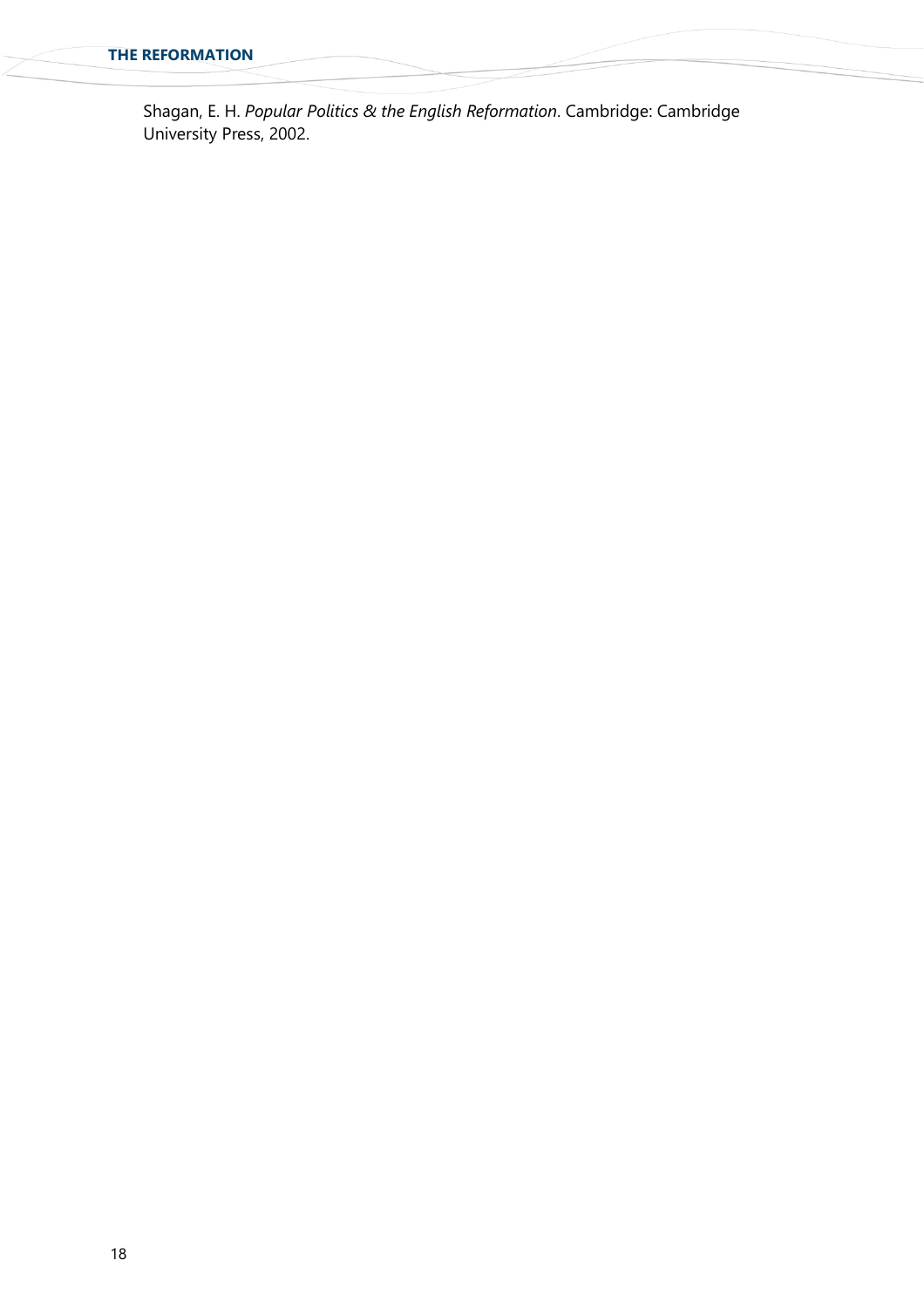Shagan, E. H. *Popular Politics & the English Reformation*. Cambridge: Cambridge University Press, 2002.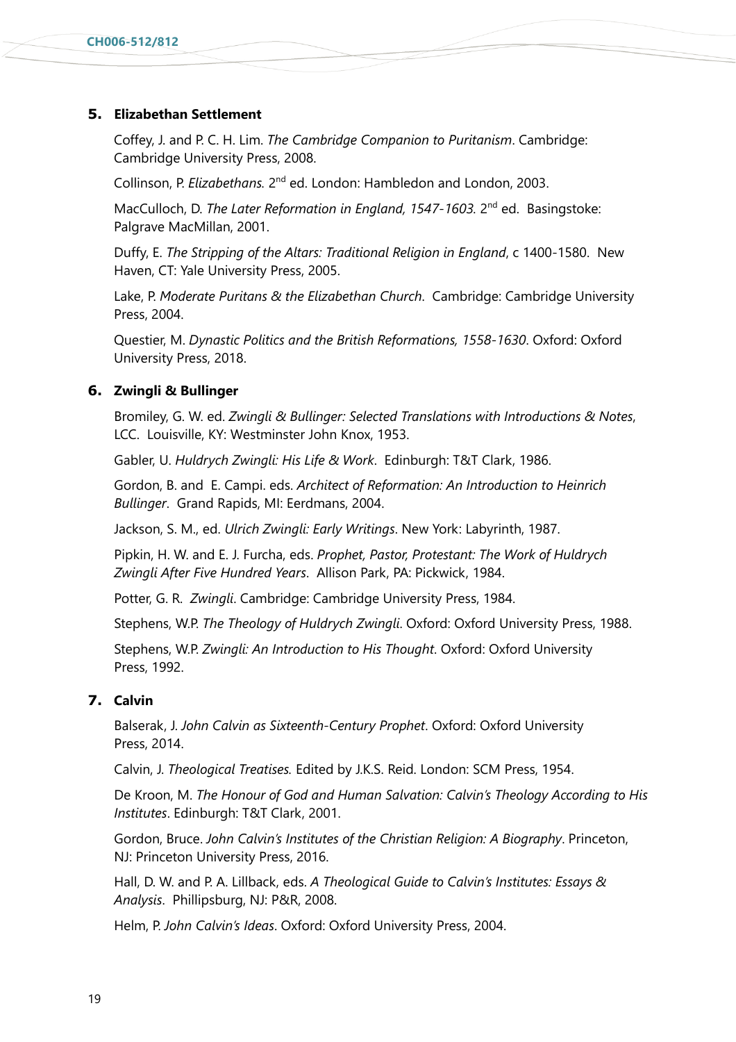## 5. Elizabethan Settlement

Coffey, J. and P. C. H. Lim. *The Cambridge Companion to Puritanism*. Cambridge: Cambridge University Press, 2008.

Collinson, P. *Elizabethans.* 2nd ed. London: Hambledon and London, 2003.

MacCulloch, D. *The Later Reformation in England, 1547-1603.* 2nd ed. Basingstoke: Palgrave MacMillan, 2001.

Duffy, E. *The Stripping of the Altars: Traditional Religion in England*, c 1400-1580. New Haven, CT: Yale University Press, 2005.

Lake, P. *Moderate Puritans & the Elizabethan Church*. Cambridge: Cambridge University Press, 2004.

Questier, M. *Dynastic Politics and the British Reformations, 1558-1630*. Oxford: Oxford University Press, 2018.

## 6. Zwingli & Bullinger

Bromiley, G. W. ed. *Zwingli & Bullinger: Selected Translations with Introductions & Notes*, LCC. Louisville, KY: Westminster John Knox, 1953.

Gabler, U. *Huldrych Zwingli: His Life & Work*. Edinburgh: T&T Clark, 1986.

Gordon, B. and E. Campi. eds. *Architect of Reformation: An Introduction to Heinrich Bullinger*. Grand Rapids, MI: Eerdmans, 2004.

Jackson, S. M., ed. *Ulrich Zwingli: Early Writings*. New York: Labyrinth, 1987.

Pipkin, H. W. and E. J. Furcha, eds. *Prophet, Pastor, Protestant: The Work of Huldrych Zwingli After Five Hundred Years*. Allison Park, PA: Pickwick, 1984.

Potter, G. R. *Zwingli*. Cambridge: Cambridge University Press, 1984.

Stephens, W.P. *The Theology of Huldrych Zwingli*. Oxford: Oxford University Press, 1988.

Stephens, W.P. *Zwingli: An Introduction to His Thought*. Oxford: Oxford University Press, 1992.

## 7. Calvin

Balserak, J. *John Calvin as Sixteenth-Century Prophet*. Oxford: Oxford University Press, 2014.

Calvin, J. *Theological Treatises.* Edited by J.K.S. Reid. London: SCM Press, 1954.

De Kroon, M. *The Honour of God and Human Salvation: Calvin's Theology According to His Institutes*. Edinburgh: T&T Clark, 2001.

Gordon, Bruce. *John Calvin's Institutes of the Christian Religion: A Biography*. Princeton, NJ: Princeton University Press, 2016.

Hall, D. W. and P. A. Lillback, eds. *A Theological Guide to Calvin's Institutes: Essays & Analysis*. Phillipsburg, NJ: P&R, 2008.

Helm, P. *John Calvin's Ideas*. Oxford: Oxford University Press, 2004.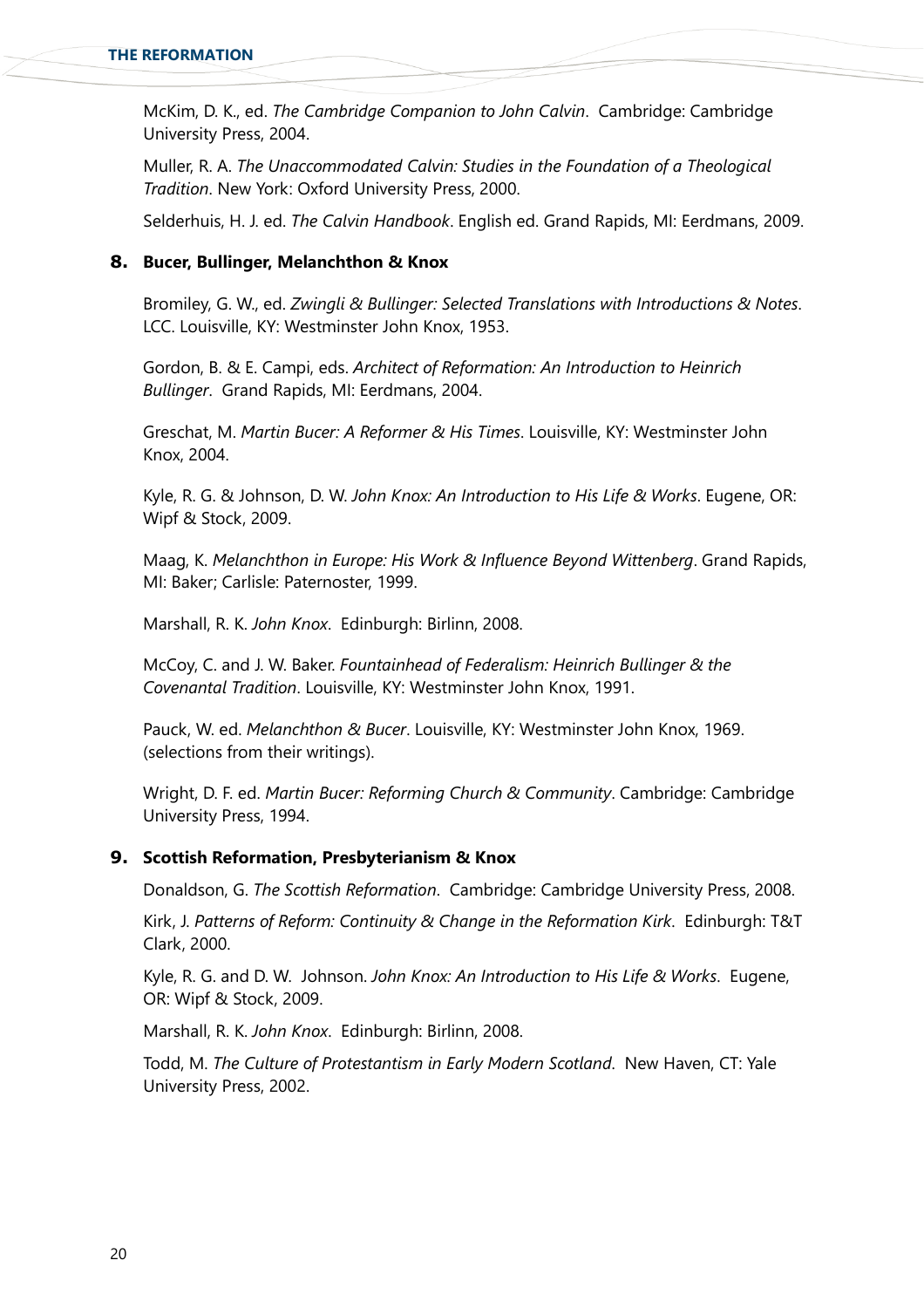McKim, D. K., ed. *The Cambridge Companion to John Calvin*. Cambridge: Cambridge University Press, 2004.

Muller, R. A. *The Unaccommodated Calvin: Studies in the Foundation of a Theological Tradition*. New York: Oxford University Press, 2000.

Selderhuis, H. J. ed. *The Calvin Handbook*. English ed. Grand Rapids, MI: Eerdmans, 2009.

## 8. Bucer, Bullinger, Melanchthon & Knox

Bromiley, G. W., ed. *Zwingli & Bullinger: Selected Translations with Introductions & Notes*. LCC. Louisville, KY: Westminster John Knox, 1953.

Gordon, B. & E. Campi, eds. *Architect of Reformation: An Introduction to Heinrich Bullinger*. Grand Rapids, MI: Eerdmans, 2004.

Greschat, M. *Martin Bucer: A Reformer & His Times*. Louisville, KY: Westminster John Knox, 2004.

Kyle, R. G. & Johnson, D. W. *John Knox: An Introduction to His Life & Works*. Eugene, OR: Wipf & Stock, 2009.

Maag, K. *Melanchthon in Europe: His Work & Influence Beyond Wittenberg*. Grand Rapids, MI: Baker; Carlisle: Paternoster, 1999.

Marshall, R. K. *John Knox*. Edinburgh: Birlinn, 2008.

McCoy, C. and J. W. Baker. *Fountainhead of Federalism: Heinrich Bullinger & the Covenantal Tradition*. Louisville, KY: Westminster John Knox, 1991.

Pauck, W. ed. *Melanchthon & Bucer*. Louisville, KY: Westminster John Knox, 1969. (selections from their writings).

Wright, D. F. ed. *Martin Bucer: Reforming Church & Community*. Cambridge: Cambridge University Press, 1994.

## 9. Scottish Reformation, Presbyterianism & Knox

Donaldson, G. *The Scottish Reformation*. Cambridge: Cambridge University Press, 2008.

Kirk, J. *Patterns of Reform: Continuity & Change in the Reformation Kirk*. Edinburgh: T&T Clark, 2000.

Kyle, R. G. and D. W. Johnson. *John Knox: An Introduction to His Life & Works*. Eugene, OR: Wipf & Stock, 2009.

Marshall, R. K. *John Knox*. Edinburgh: Birlinn, 2008.

Todd, M. *The Culture of Protestantism in Early Modern Scotland*. New Haven, CT: Yale University Press, 2002.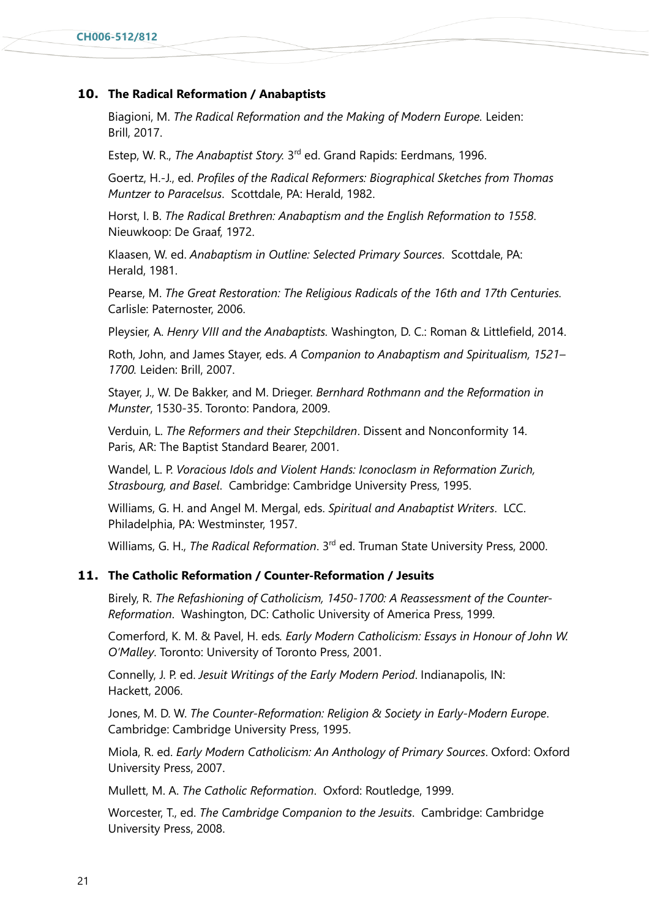## 10. The Radical Reformation / Anabaptists

Biagioni, M. *The Radical Reformation and the Making of Modern Europe.* Leiden: Brill, 2017.

Estep, W. R., *The Anabaptist Story.* 3rd ed. Grand Rapids: Eerdmans, 1996.

Goertz, H.-J., ed. *Profiles of the Radical Reformers: Biographical Sketches from Thomas Muntzer to Paracelsus*. Scottdale, PA: Herald, 1982.

Horst, I. B. *The Radical Brethren: Anabaptism and the English Reformation to 1558*. Nieuwkoop: De Graaf, 1972.

Klaasen, W. ed. *Anabaptism in Outline: Selected Primary Sources*. Scottdale, PA: Herald, 1981.

Pearse, M. *The Great Restoration: The Religious Radicals of the 16th and 17th Centuries.* Carlisle: Paternoster, 2006.

Pleysier, A. *Henry VIII and the Anabaptists.* Washington, D. C.: Roman & Littlefield, 2014.

Roth, John, and James Stayer, eds. *A Companion to Anabaptism and Spiritualism, 1521–1700.* Leiden: Brill, 2007.

Stayer, J., W. De Bakker, and M. Drieger. *Bernhard Rothmann and the Reformation in Munster*, 1530-35. Toronto: Pandora, 2009.

Verduin, L. *The Reformers and their Stepchildren*. Dissent and Nonconformity 14. Paris, AR: The Baptist Standard Bearer, 2001.

Wandel, L. P. *Voracious Idols and Violent Hands: Iconoclasm in Reformation Zurich, Strasbourg, and Basel*. Cambridge: Cambridge University Press, 1995.

Williams, G. H. and Angel M. Mergal, eds. *Spiritual and Anabaptist Writers*. LCC. Philadelphia, PA: Westminster, 1957.

Williams, G. H., *The Radical Reformation*. 3rd ed. Truman State University Press, 2000.

## 11. The Catholic Reformation / Counter-Reformation / Jesuits

Birely, R. *The Refashioning of Catholicism, 1450-1700: A Reassessment of the Counter-Reformation*. Washington, DC: Catholic University of America Press, 1999.

Comerford, K. M. & Pavel, H. eds. *Early Modern Catholicism: Essays in Honour of John W. O'Malley*. Toronto: University of Toronto Press, 2001.

Connelly, J. P. ed. *Jesuit Writings of the Early Modern Period*. Indianapolis, IN: Hackett, 2006.

Jones, M. D. W. *The Counter-Reformation: Religion & Society in Early-Modern Europe*. Cambridge: Cambridge University Press, 1995.

Miola, R. ed. *Early Modern Catholicism: An Anthology of Primary Sources*. Oxford: Oxford University Press, 2007.

Mullett, M. A. *The Catholic Reformation*. Oxford: Routledge, 1999.

Worcester, T., ed. *The Cambridge Companion to the Jesuits*. Cambridge: Cambridge University Press, 2008.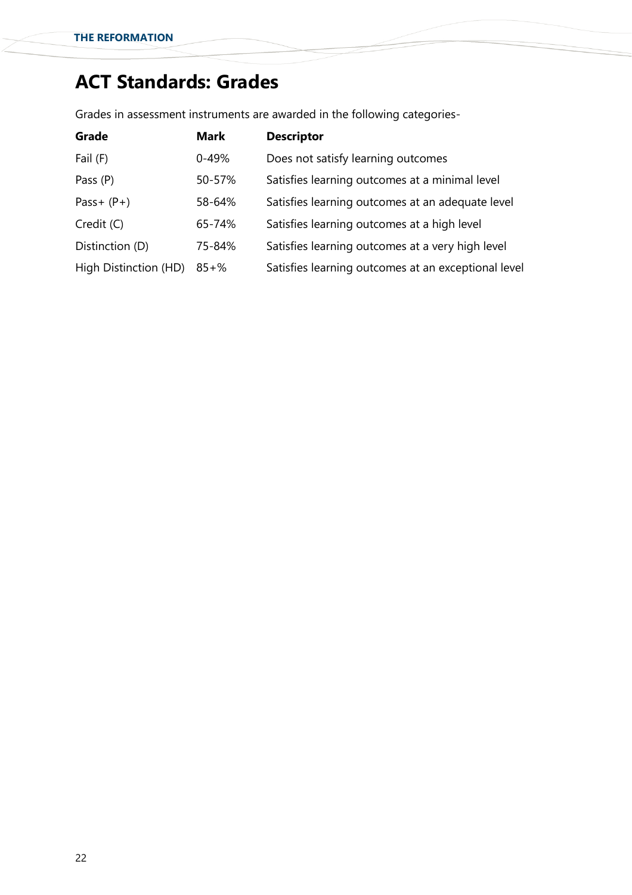# ACT Standards: Grades

Grades in assessment instruments are awarded in the following categories-

| Grade | Mark | Descriptor |
|---|---|---|
| Fail (F) | 0-49% | Does not satisfy learning outcomes |
| Pass (P) | 50-57% | Satisfies learning outcomes at a minimal level |
| Pass+ (P+) | 58-64% | Satisfies learning outcomes at an adequate level |
| Credit (C) | 65-74% | Satisfies learning outcomes at a high level |
| Distinction (D) | 75-84% | Satisfies learning outcomes at a very high level |
| High Distinction (HD) | 85+% | Satisfies learning outcomes at an exceptional level |